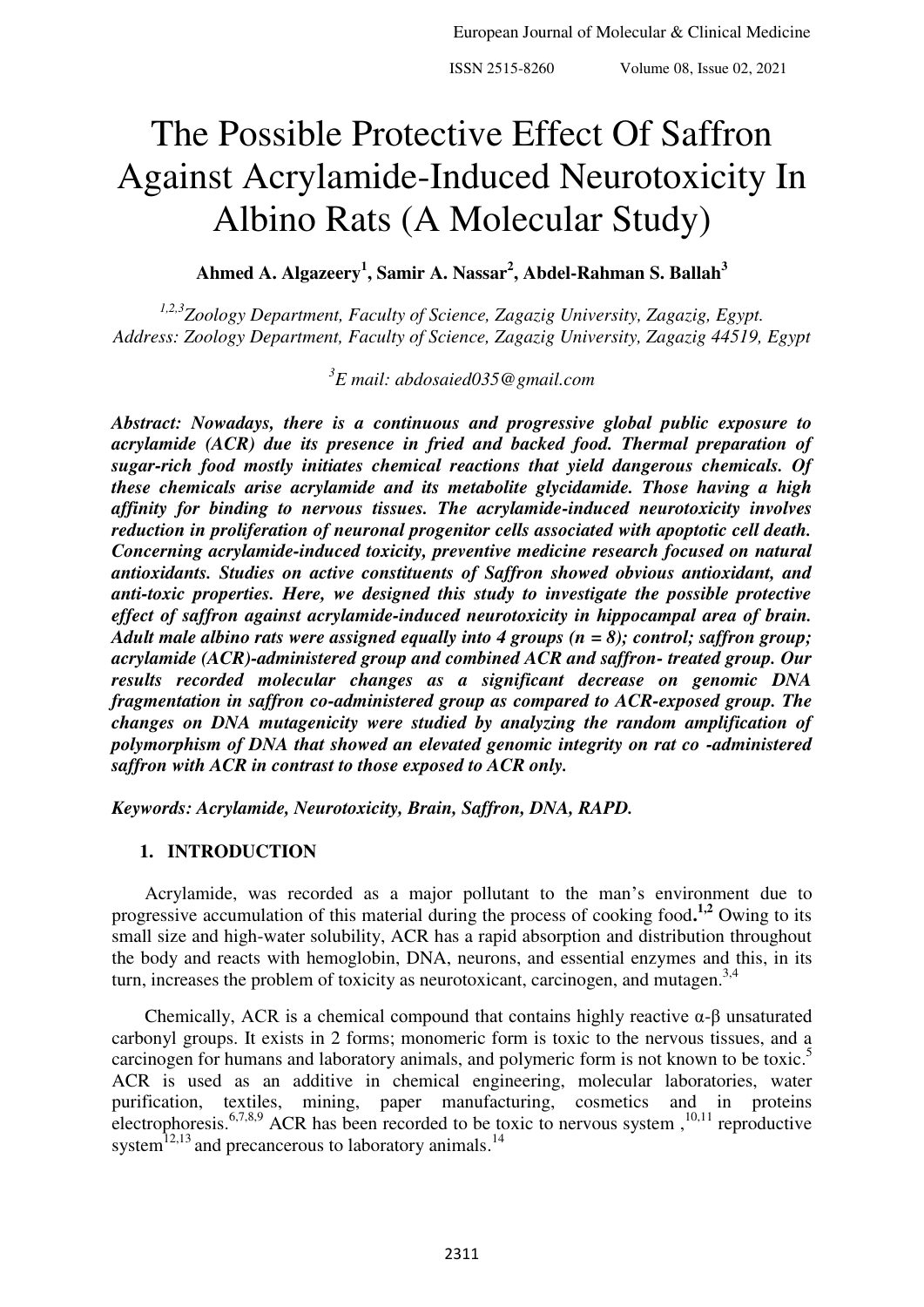# The Possible Protective Effect Of Saffron Against Acrylamide-Induced Neurotoxicity In Albino Rats (A Molecular Study)

**Ahmed A. Algazeery[1], Samir A. Nassar[2], Abdel-Rahman S. Ballah[3]**

*[1,2,3]Zoology Department, Faculty of Science, Zagazig University, Zagazig, Egypt.*
*Address: Zoology Department, Faculty of Science, Zagazig University, Zagazig 44519, Egypt*

*[3]E mail: abdosaied035@gmail.com*

***Abstract: Nowadays, there is a continuous and progressive global public exposure to acrylamide (ACR) due its presence in fried and backed food. Thermal preparation of sugar-rich food mostly initiates chemical reactions that yield dangerous chemicals. Of these chemicals arise acrylamide and its metabolite glycidamide. Those having a high affinity for binding to nervous tissues. The acrylamide-induced neurotoxicity involves reduction in proliferation of neuronal progenitor cells associated with apoptotic cell death. Concerning acrylamide-induced toxicity, preventive medicine research focused on natural antioxidants. Studies on active constituents of Saffron showed obvious antioxidant, and anti-toxic properties. Here, we designed this study to investigate the possible protective effect of saffron against acrylamide-induced neurotoxicity in hippocampal area of brain. Adult male albino rats were assigned equally into 4 groups (n = 8); control; saffron group; acrylamide (ACR)-administered group and combined ACR and saffron- treated group. Our results recorded molecular changes as a significant decrease on genomic DNA fragmentation in saffron co-administered group as compared to ACR-exposed group. The changes on DNA mutagenicity were studied by analyzing the random amplification of polymorphism of DNA that showed an elevated genomic integrity on rat co -administered saffron with ACR in contrast to those exposed to ACR only.***

***Keywords: Acrylamide, Neurotoxicity, Brain, Saffron, DNA, RAPD.***

## 1. INTRODUCTION

Acrylamide, was recorded as a major pollutant to the man's environment due to progressive accumulation of this material during the process of cooking food.[1,2] Owing to its small size and high-water solubility, ACR has a rapid absorption and distribution throughout the body and reacts with hemoglobin, DNA, neurons, and essential enzymes and this, in its turn, increases the problem of toxicity as neurotoxicant, carcinogen, and mutagen.[3,4]

Chemically, ACR is a chemical compound that contains highly reactive α-β unsaturated carbonyl groups. It exists in 2 forms; monomeric form is toxic to the nervous tissues, and a carcinogen for humans and laboratory animals, and polymeric form is not known to be toxic.[5] ACR is used as an additive in chemical engineering, molecular laboratories, water purification, textiles, mining, paper manufacturing, cosmetics and in proteins electrophoresis.[6,7,8,9] ACR has been recorded to be toxic to nervous system ,[10,11] reproductive system[12,13] and precancerous to laboratory animals.[14]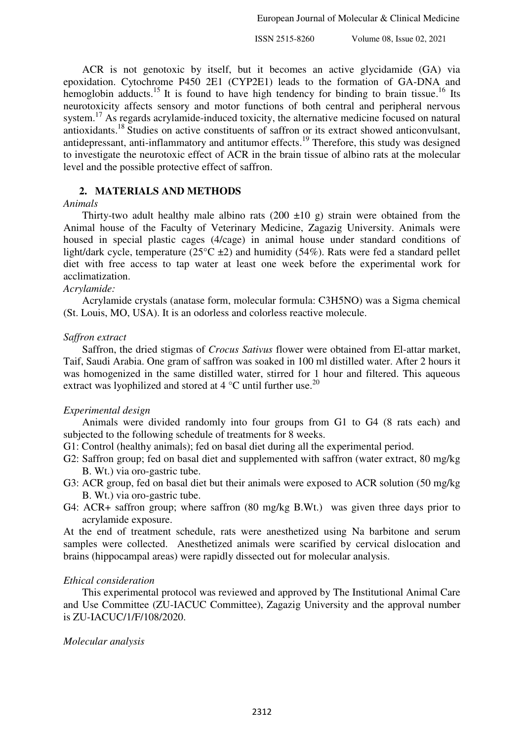ACR is not genotoxic by itself, but it becomes an active glycidamide (GA) via epoxidation. Cytochrome P450 2E1 (CYP2E1) leads to the formation of GA-DNA and hemoglobin adducts.[15] It is found to have high tendency for binding to brain tissue.[16] Its neurotoxicity affects sensory and motor functions of both central and peripheral nervous system.[17] As regards acrylamide-induced toxicity, the alternative medicine focused on natural antioxidants.[18] Studies on active constituents of saffron or its extract showed anticonvulsant, antidepressant, anti-inflammatory and antitumor effects.[19] Therefore, this study was designed to investigate the neurotoxic effect of ACR in the brain tissue of albino rats at the molecular level and the possible protective effect of saffron.

## 2. MATERIALS AND METHODS

*Animals*

Thirty-two adult healthy male albino rats (200 ±10 g) strain were obtained from the Animal house of the Faculty of Veterinary Medicine, Zagazig University. Animals were housed in special plastic cages (4/cage) in animal house under standard conditions of light/dark cycle, temperature (25°C ±2) and humidity (54%). Rats were fed a standard pellet diet with free access to tap water at least one week before the experimental work for acclimatization.

*Acrylamide:*

Acrylamide crystals (anatase form, molecular formula: $C_3H_5NO$) was a Sigma chemical (St. Louis, MO, USA). It is an odorless and colorless reactive molecule.

*Saffron extract*

Saffron, the dried stigmas of *Crocus Sativus* flower were obtained from El-attar market, Taif, Saudi Arabia. One gram of saffron was soaked in 100 ml distilled water. After 2 hours it was homogenized in the same distilled water, stirred for 1 hour and filtered. This aqueous extract was lyophilized and stored at 4 °C until further use.[20]

*Experimental design*

Animals were divided randomly into four groups from G1 to G4 (8 rats each) and subjected to the following schedule of treatments for 8 weeks.

- G1: Control (healthy animals); fed on basal diet during all the experimental period.
- G2: Saffron group; fed on basal diet and supplemented with saffron (water extract, 80 mg/kg B. Wt.) via oro-gastric tube.
- G3: ACR group, fed on basal diet but their animals were exposed to ACR solution (50 mg/kg B. Wt.) via oro-gastric tube.
- G4: ACR+ saffron group; where saffron (80 mg/kg B.Wt.) was given three days prior to acrylamide exposure.

At the end of treatment schedule, rats were anesthetized using Na barbitone and serum samples were collected. Anesthetized animals were scarified by cervical dislocation and brains (hippocampal areas) were rapidly dissected out for molecular analysis.

*Ethical consideration*

This experimental protocol was reviewed and approved by The Institutional Animal Care and Use Committee (ZU-IACUC Committee), Zagazig University and the approval number is ZU-IACUC/1/F/108/2020.

*Molecular analysis*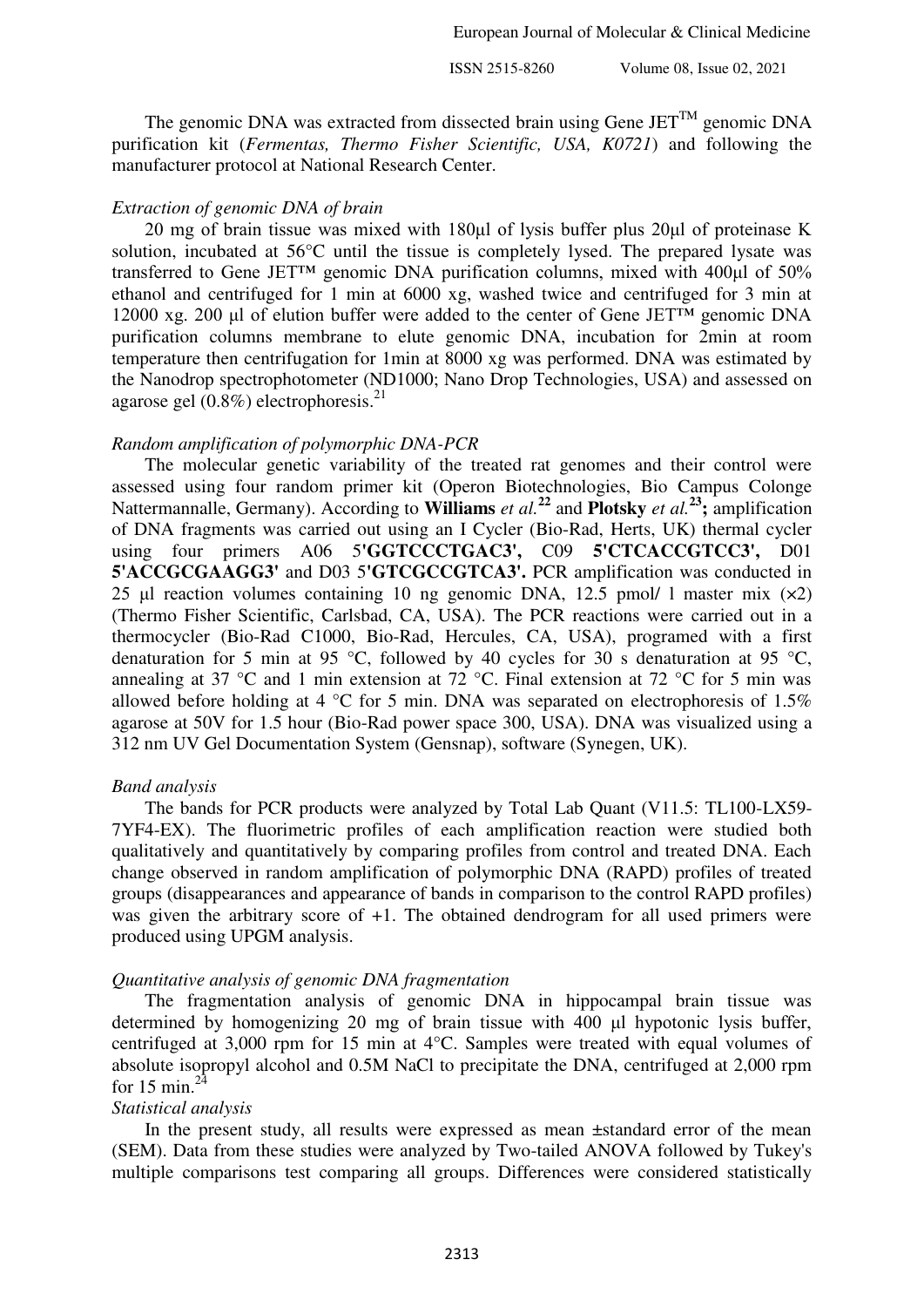The genomic DNA was extracted from dissected brain using Gene JET$^{TM}$ genomic DNA purification kit (*Fermentas, Thermo Fisher Scientific, USA, K0721*) and following the manufacturer protocol at National Research Center.

*Extraction of genomic DNA of brain*

20 mg of brain tissue was mixed with 180µl of lysis buffer plus 20µl of proteinase K solution, incubated at 56°C until the tissue is completely lysed. The prepared lysate was transferred to Gene JET™ genomic DNA purification columns, mixed with 400µl of 50% ethanol and centrifuged for 1 min at 6000 xg, washed twice and centrifuged for 3 min at 12000 xg. 200 µl of elution buffer were added to the center of Gene JET™ genomic DNA purification columns membrane to elute genomic DNA, incubation for 2min at room temperature then centrifugation for 1min at 8000 xg was performed. DNA was estimated by the Nanodrop spectrophotometer (ND1000; Nano Drop Technologies, USA) and assessed on agarose gel (0.8%) electrophoresis.[21]

*Random amplification of polymorphic DNA-PCR*

The molecular genetic variability of the treated rat genomes and their control were assessed using four random primer kit (Operon Biotechnologies, Bio Campus Colonge Nattermannalle, Germany). According to **Williams** *et al.*[22] and **Plotsky** *et al.*[23]**;** amplification of DNA fragments was carried out using an I Cycler (Bio-Rad, Herts, UK) thermal cycler using four primers A06 5'**GGTCCCTGAC3',** C09 **5'CTCACCGTCC3',** D01 **5'ACCGCGAAGG3'** and D03 5'**GTCGCCGTCA3'.** PCR amplification was conducted in 25 µl reaction volumes containing 10 ng genomic DNA, 12.5 pmol/ 1 master mix (×2) (Thermo Fisher Scientific, Carlsbad, CA, USA). The PCR reactions were carried out in a thermocycler (Bio-Rad C1000, Bio-Rad, Hercules, CA, USA), programed with a first denaturation for 5 min at 95 °C, followed by 40 cycles for 30 s denaturation at 95 °C, annealing at 37 °C and 1 min extension at 72 °C. Final extension at 72 °C for 5 min was allowed before holding at 4 °C for 5 min. DNA was separated on electrophoresis of 1.5% agarose at 50V for 1.5 hour (Bio-Rad power space 300, USA). DNA was visualized using a 312 nm UV Gel Documentation System (Gensnap), software (Synegen, UK).

*Band analysis*

The bands for PCR products were analyzed by Total Lab Quant (V11.5: TL100-LX59-7YF4-EX). The fluorimetric profiles of each amplification reaction were studied both qualitatively and quantitatively by comparing profiles from control and treated DNA. Each change observed in random amplification of polymorphic DNA (RAPD) profiles of treated groups (disappearances and appearance of bands in comparison to the control RAPD profiles) was given the arbitrary score of +1. The obtained dendrogram for all used primers were produced using UPGM analysis.

*Quantitative analysis of genomic DNA fragmentation*

The fragmentation analysis of genomic DNA in hippocampal brain tissue was determined by homogenizing 20 mg of brain tissue with 400 µl hypotonic lysis buffer, centrifuged at 3,000 rpm for 15 min at 4°C. Samples were treated with equal volumes of absolute isopropyl alcohol and 0.5M NaCl to precipitate the DNA, centrifuged at 2,000 rpm for 15 min.[24]

*Statistical analysis*

In the present study, all results were expressed as mean ±standard error of the mean (SEM). Data from these studies were analyzed by Two-tailed ANOVA followed by Tukey's multiple comparisons test comparing all groups. Differences were considered statistically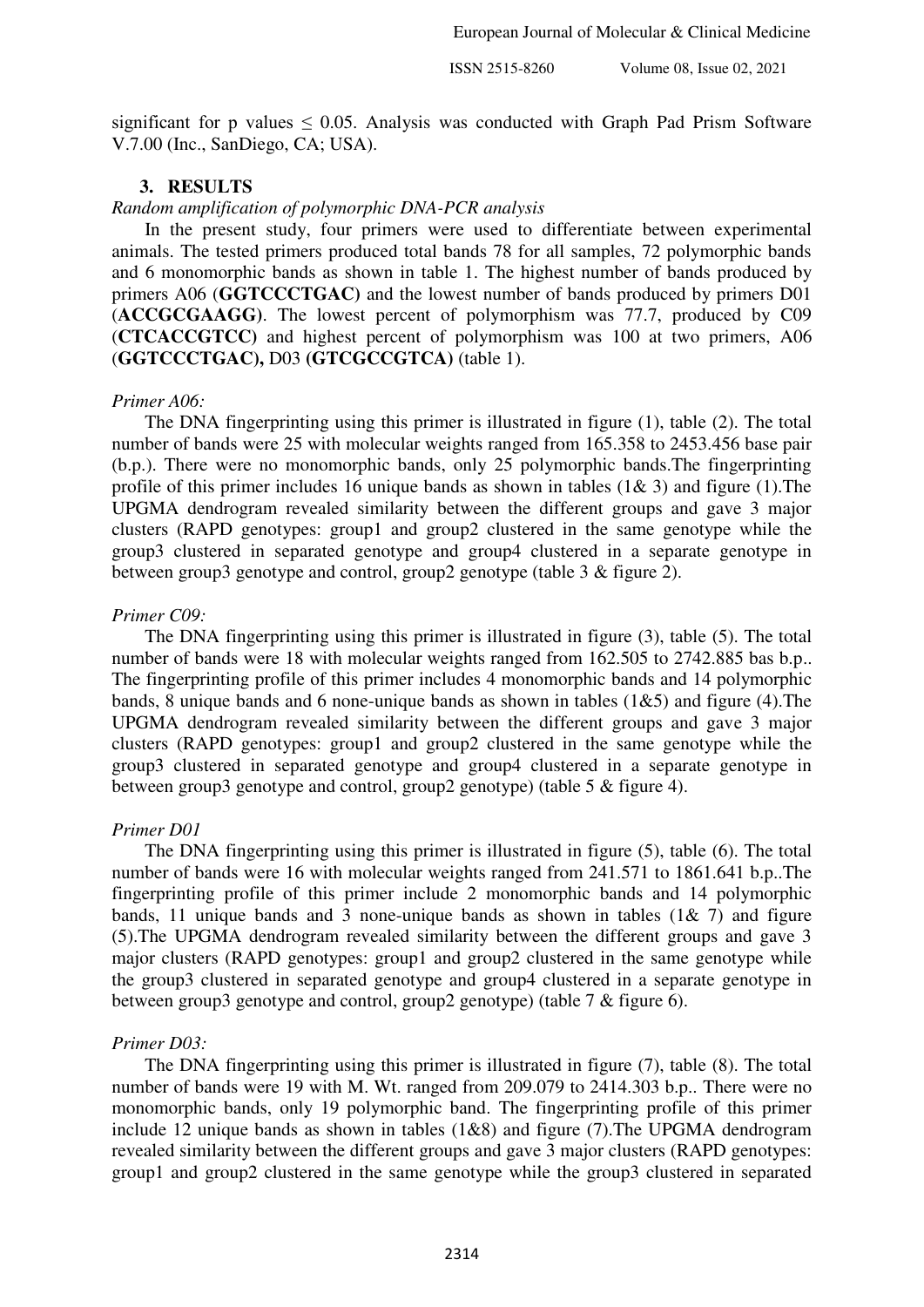significant for p values $\leq 0.05$. Analysis was conducted with Graph Pad Prism Software V.7.00 (Inc., SanDiego, CA; USA).

## 3. RESULTS

*Random amplification of polymorphic DNA-PCR analysis*

In the present study, four primers were used to differentiate between experimental animals. The tested primers produced total bands 78 for all samples, 72 polymorphic bands and 6 monomorphic bands as shown in table 1. The highest number of bands produced by primers A06 (**GGTCCCTGAC**) and the lowest number of bands produced by primers D01 (**ACCGCGAAGG**). The lowest percent of polymorphism was 77.7, produced by C09 (**CTCACCGTCC**) and highest percent of polymorphism was 100 at two primers, A06 (**GGTCCCTGAC**)**,** D03 **(GTCGCCGTCA**) (table 1).

*Primer A06:*

The DNA fingerprinting using this primer is illustrated in figure (1), table (2). The total number of bands were 25 with molecular weights ranged from 165.358 to 2453.456 base pair (b.p.). There were no monomorphic bands, only 25 polymorphic bands.The fingerprinting profile of this primer includes 16 unique bands as shown in tables (1& 3) and figure (1).The UPGMA dendrogram revealed similarity between the different groups and gave 3 major clusters (RAPD genotypes: group1 and group2 clustered in the same genotype while the group3 clustered in separated genotype and group4 clustered in a separate genotype in between group3 genotype and control, group2 genotype (table 3 & figure 2).

*Primer C09:*

The DNA fingerprinting using this primer is illustrated in figure (3), table (5). The total number of bands were 18 with molecular weights ranged from 162.505 to 2742.885 bas b.p.. The fingerprinting profile of this primer includes 4 monomorphic bands and 14 polymorphic bands, 8 unique bands and 6 none-unique bands as shown in tables (1&5) and figure (4).The UPGMA dendrogram revealed similarity between the different groups and gave 3 major clusters (RAPD genotypes: group1 and group2 clustered in the same genotype while the group3 clustered in separated genotype and group4 clustered in a separate genotype in between group3 genotype and control, group2 genotype) (table 5 & figure 4).

*Primer D01*

The DNA fingerprinting using this primer is illustrated in figure (5), table (6). The total number of bands were 16 with molecular weights ranged from 241.571 to 1861.641 b.p..The fingerprinting profile of this primer include 2 monomorphic bands and 14 polymorphic bands, 11 unique bands and 3 none-unique bands as shown in tables (1& 7) and figure (5).The UPGMA dendrogram revealed similarity between the different groups and gave 3 major clusters (RAPD genotypes: group1 and group2 clustered in the same genotype while the group3 clustered in separated genotype and group4 clustered in a separate genotype in between group3 genotype and control, group2 genotype) (table 7 & figure 6).

*Primer D03:*

The DNA fingerprinting using this primer is illustrated in figure (7), table (8). The total number of bands were 19 with M. Wt. ranged from 209.079 to 2414.303 b.p.. There were no monomorphic bands, only 19 polymorphic band. The fingerprinting profile of this primer include 12 unique bands as shown in tables (1&8) and figure (7).The UPGMA dendrogram revealed similarity between the different groups and gave 3 major clusters (RAPD genotypes: group1 and group2 clustered in the same genotype while the group3 clustered in separated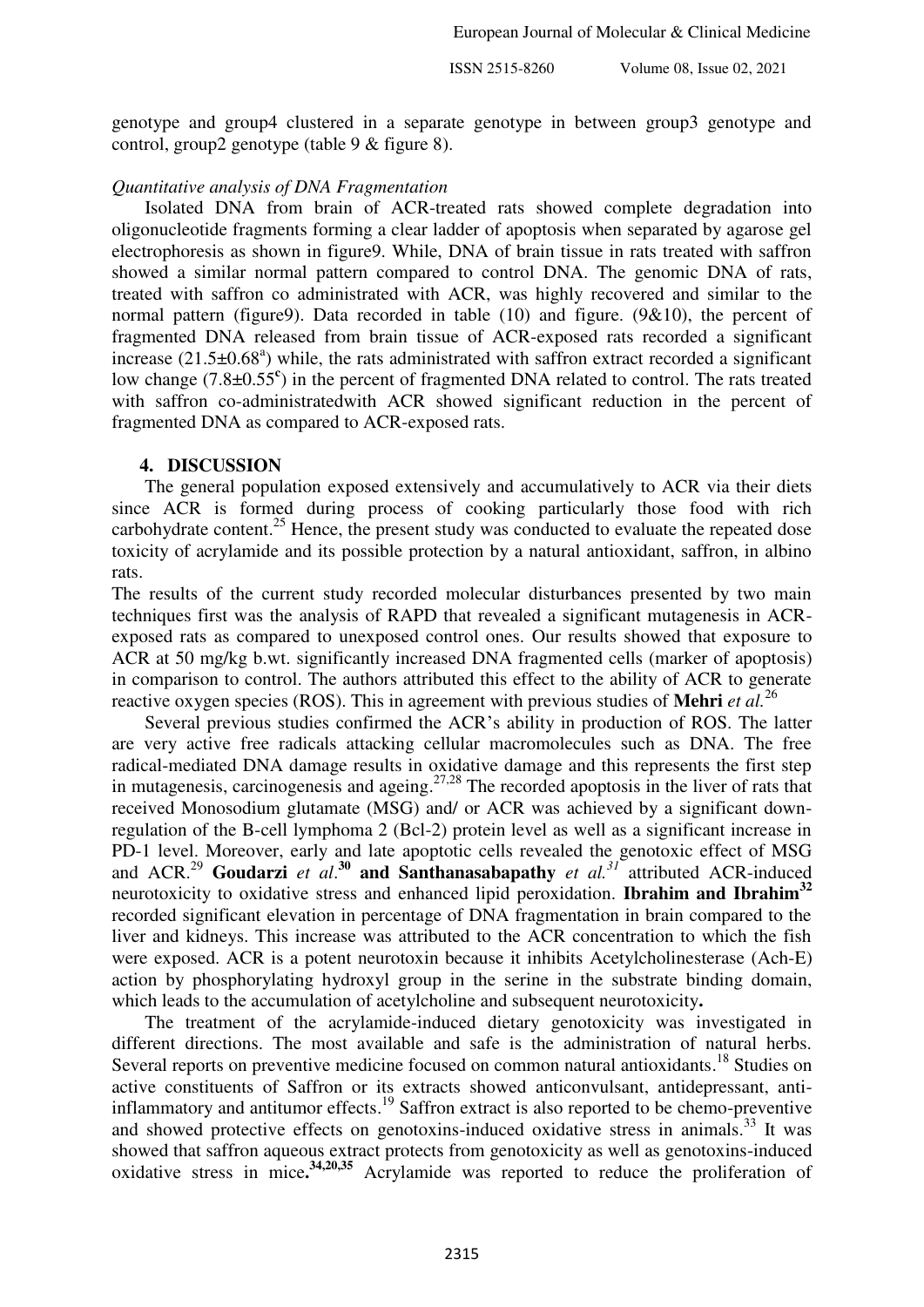genotype and group4 clustered in a separate genotype in between group3 genotype and control, group2 genotype (table 9 & figure 8).

*Quantitative analysis of DNA Fragmentation*

Isolated DNA from brain of ACR-treated rats showed complete degradation into oligonucleotide fragments forming a clear ladder of apoptosis when separated by agarose gel electrophoresis as shown in figure9. While, DNA of brain tissue in rats treated with saffron showed a similar normal pattern compared to control DNA. The genomic DNA of rats, treated with saffron co administrated with ACR, was highly recovered and similar to the normal pattern (figure9). Data recorded in table (10) and figure. (9&10), the percent of fragmented DNA released from brain tissue of ACR-exposed rats recorded a significant increase ($21.5{\pm}0.68^{a}$) while, the rats administrated with saffron extract recorded a significant low change ($7.8{\pm}0.55^{c}$) in the percent of fragmented DNA related to control. The rats treated with saffron co-administratedwith ACR showed significant reduction in the percent of fragmented DNA as compared to ACR-exposed rats.

## 4. DISCUSSION

The general population exposed extensively and accumulatively to ACR via their diets since ACR is formed during process of cooking particularly those food with rich carbohydrate content.[25] Hence, the present study was conducted to evaluate the repeated dose toxicity of acrylamide and its possible protection by a natural antioxidant, saffron, in albino rats.

The results of the current study recorded molecular disturbances presented by two main techniques first was the analysis of RAPD that revealed a significant mutagenesis in ACR-exposed rats as compared to unexposed control ones. Our results showed that exposure to ACR at 50 mg/kg b.wt. significantly increased DNA fragmented cells (marker of apoptosis) in comparison to control. The authors attributed this effect to the ability of ACR to generate reactive oxygen species (ROS). This in agreement with previous studies of **Mehri** *et al.*[26]

Several previous studies confirmed the ACR's ability in production of ROS. The latter are very active free radicals attacking cellular macromolecules such as DNA. The free radical-mediated DNA damage results in oxidative damage and this represents the first step in mutagenesis, carcinogenesis and ageing.[27,28] The recorded apoptosis in the liver of rats that received Monosodium glutamate (MSG) and/ or ACR was achieved by a significant down-regulation of the B-cell lymphoma 2 (Bcl-2) protein level as well as a significant increase in PD-1 level. Moreover, early and late apoptotic cells revealed the genotoxic effect of MSG and ACR.[29] **Goudarzi** *et al*.**[30] and Santhanasabapathy** *et al.*[31] attributed ACR-induced neurotoxicity to oxidative stress and enhanced lipid peroxidation. **Ibrahim and Ibrahim[32]** recorded significant elevation in percentage of DNA fragmentation in brain compared to the liver and kidneys. This increase was attributed to the ACR concentration to which the fish were exposed. ACR is a potent neurotoxin because it inhibits Acetylcholinesterase (Ach-E) action by phosphorylating hydroxyl group in the serine in the substrate binding domain, which leads to the accumulation of acetylcholine and subsequent neurotoxicity**.**

The treatment of the acrylamide-induced dietary genotoxicity was investigated in different directions. The most available and safe is the administration of natural herbs. Several reports on preventive medicine focused on common natural antioxidants.[18] Studies on active constituents of Saffron or its extracts showed anticonvulsant, antidepressant, anti-inflammatory and antitumor effects.[19] Saffron extract is also reported to be chemo-preventive and showed protective effects on genotoxins-induced oxidative stress in animals.[33] It was showed that saffron aqueous extract protects from genotoxicity as well as genotoxins-induced oxidative stress in mice**.[34,20,35]** Acrylamide was reported to reduce the proliferation of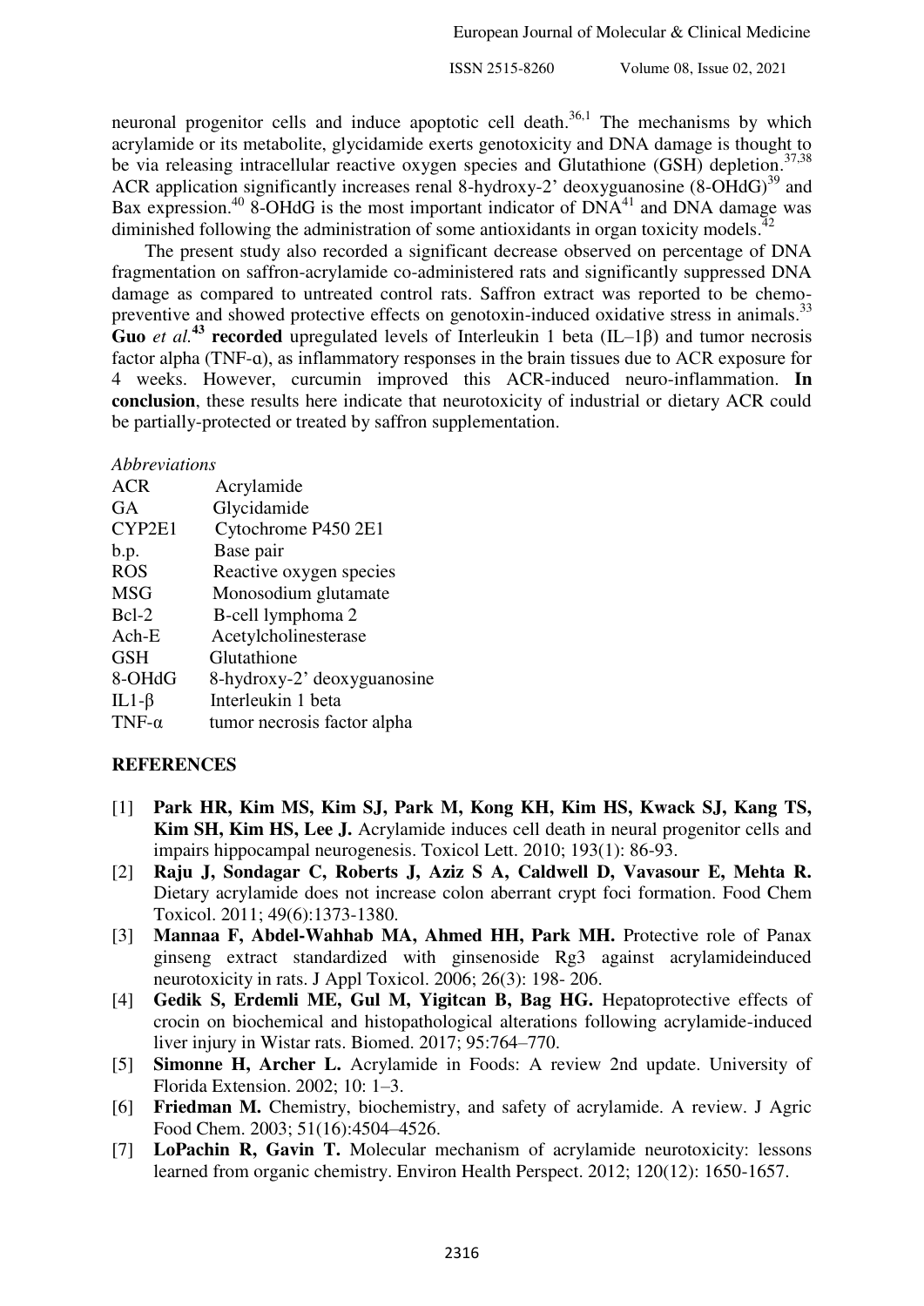neuronal progenitor cells and induce apoptotic cell death.[36,1] The mechanisms by which acrylamide or its metabolite, glycidamide exerts genotoxicity and DNA damage is thought to be via releasing intracellular reactive oxygen species and Glutathione (GSH) depletion.[37,38] ACR application significantly increases renal 8-hydroxy-2' deoxyguanosine (8-OHdG)[39] and Bax expression.[40] 8-OHdG is the most important indicator of DNA[41] and DNA damage was diminished following the administration of some antioxidants in organ toxicity models.[42]

The present study also recorded a significant decrease observed on percentage of DNA fragmentation on saffron-acrylamide co-administered rats and significantly suppressed DNA damage as compared to untreated control rats. Saffron extract was reported to be chemo-preventive and showed protective effects on genotoxin-induced oxidative stress in animals.[33] **Guo** *et al.*[43] **recorded** upregulated levels of Interleukin 1 beta (IL–1β) and tumor necrosis factor alpha (TNF-α), as inflammatory responses in the brain tissues due to ACR exposure for 4 weeks. However, curcumin improved this ACR-induced neuro-inflammation. **In conclusion**, these results here indicate that neurotoxicity of industrial or dietary ACR could be partially-protected or treated by saffron supplementation.

*Abbreviations*

| | |
|---|---|
| ACR | Acrylamide |
| GA | Glycidamide |
| CYP2E1 | Cytochrome P450 2E1 |
| b.p. | Base pair |
| ROS | Reactive oxygen species |
| MSG | Monosodium glutamate |
| Bcl-2 | B-cell lymphoma 2 |
| Ach-E | Acetylcholinesterase |
| GSH | Glutathione |
| 8-OHdG | 8-hydroxy-2' deoxyguanosine |
| IL1-β | Interleukin 1 beta |
| TNF-α | tumor necrosis factor alpha |

## REFERENCES

[1] **Park HR, Kim MS, Kim SJ, Park M, Kong KH, Kim HS, Kwack SJ, Kang TS, Kim SH, Kim HS, Lee J.** Acrylamide induces cell death in neural progenitor cells and impairs hippocampal neurogenesis. Toxicol Lett. 2010; 193(1): 86-93.

[2] **Raju J, Sondagar C, Roberts J, Aziz S A, Caldwell D, Vavasour E, Mehta R.** Dietary acrylamide does not increase colon aberrant crypt foci formation. Food Chem Toxicol. 2011; 49(6):1373-1380.

[3] **Mannaa F, Abdel-Wahhab MA, Ahmed HH, Park MH.** Protective role of Panax ginseng extract standardized with ginsenoside Rg3 against acrylamideinduced neurotoxicity in rats. J Appl Toxicol. 2006; 26(3): 198- 206.

[4] **Gedik S, Erdemli ME, Gul M, Yigitcan B, Bag HG.** Hepatoprotective effects of crocin on biochemical and histopathological alterations following acrylamide-induced liver injury in Wistar rats. Biomed. 2017; 95:764–770.

[5] **Simonne H, Archer L.** Acrylamide in Foods: A review 2nd update. University of Florida Extension. 2002; 10: 1–3.

[6] **Friedman M.** Chemistry, biochemistry, and safety of acrylamide. A review. J Agric Food Chem. 2003; 51(16):4504–4526.

[7] **LoPachin R, Gavin T.** Molecular mechanism of acrylamide neurotoxicity: lessons learned from organic chemistry. Environ Health Perspect. 2012; 120(12): 1650-1657.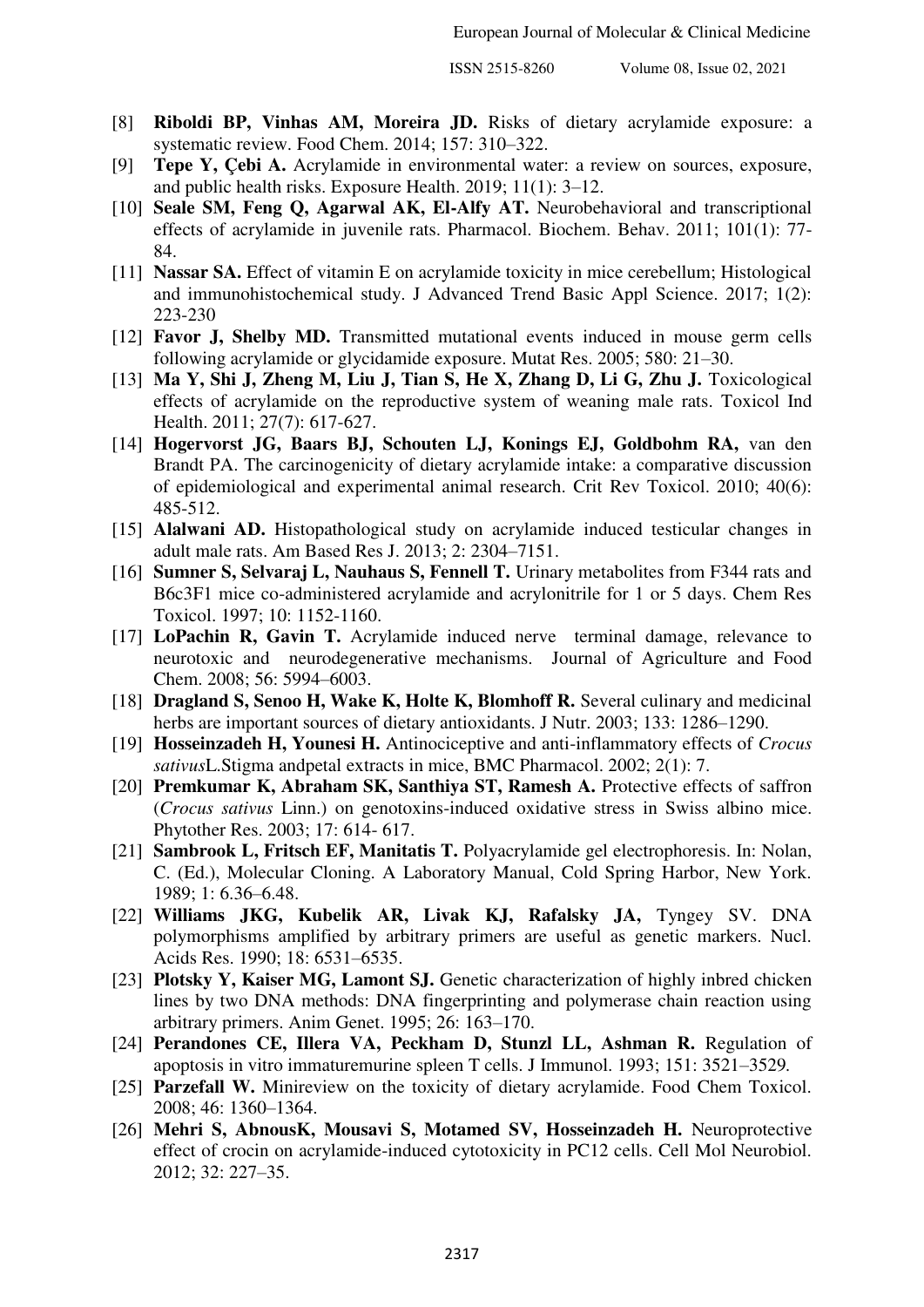[8] **Riboldi BP, Vinhas AM, Moreira JD.** Risks of dietary acrylamide exposure: a systematic review. Food Chem. 2014; 157: 310–322.

[9] **Tepe Y, Çebi A.** Acrylamide in environmental water: a review on sources, exposure, and public health risks. Exposure Health. 2019; 11(1): 3–12.

[10] **Seale SM, Feng Q, Agarwal AK, El-Alfy AT.** Neurobehavioral and transcriptional effects of acrylamide in juvenile rats. Pharmacol. Biochem. Behav. 2011; 101(1): 77-84.

[11] **Nassar SA.** Effect of vitamin E on acrylamide toxicity in mice cerebellum; Histological and immunohistochemical study. J Advanced Trend Basic Appl Science. 2017; 1(2): 223-230

[12] **Favor J, Shelby MD.** Transmitted mutational events induced in mouse germ cells following acrylamide or glycidamide exposure. Mutat Res. 2005; 580: 21–30.

[13] **Ma Y, Shi J, Zheng M, Liu J, Tian S, He X, Zhang D, Li G, Zhu J.** Toxicological effects of acrylamide on the reproductive system of weaning male rats. Toxicol Ind Health. 2011; 27(7): 617-627.

[14] **Hogervorst JG, Baars BJ, Schouten LJ, Konings EJ, Goldbohm RA,** van den Brandt PA. The carcinogenicity of dietary acrylamide intake: a comparative discussion of epidemiological and experimental animal research. Crit Rev Toxicol. 2010; 40(6): 485-512.

[15] **Alalwani AD.** Histopathological study on acrylamide induced testicular changes in adult male rats. Am Based Res J. 2013; 2: 2304–7151.

[16] **Sumner S, Selvaraj L, Nauhaus S, Fennell T.** Urinary metabolites from F344 rats and B6c3F1 mice co-administered acrylamide and acrylonitrile for 1 or 5 days. Chem Res Toxicol. 1997; 10: 1152-1160.

[17] **LoPachin R, Gavin T.** Acrylamide induced nerve terminal damage, relevance to neurotoxic and neurodegenerative mechanisms. Journal of Agriculture and Food Chem. 2008; 56: 5994–6003.

[18] **Dragland S, Senoo H, Wake K, Holte K, Blomhoff R.** Several culinary and medicinal herbs are important sources of dietary antioxidants. J Nutr. 2003; 133: 1286–1290.

[19] **Hosseinzadeh H, Younesi H.** Antinociceptive and anti-inflammatory effects of *Crocus sativus*L.Stigma andpetal extracts in mice, BMC Pharmacol. 2002; 2(1): 7.

[20] **Premkumar K, Abraham SK, Santhiya ST, Ramesh A.** Protective effects of saffron (*Crocus sativus* Linn.) on genotoxins-induced oxidative stress in Swiss albino mice. Phytother Res. 2003; 17: 614- 617.

[21] **Sambrook L, Fritsch EF, Manitatis T.** Polyacrylamide gel electrophoresis. In: Nolan, C. (Ed.), Molecular Cloning. A Laboratory Manual, Cold Spring Harbor, New York. 1989; 1: 6.36–6.48.

[22] **Williams JKG, Kubelik AR, Livak KJ, Rafalsky JA,** Tyngey SV. DNA polymorphisms amplified by arbitrary primers are useful as genetic markers. Nucl. Acids Res. 1990; 18: 6531–6535.

[23] **Plotsky Y, Kaiser MG, Lamont SJ.** Genetic characterization of highly inbred chicken lines by two DNA methods: DNA fingerprinting and polymerase chain reaction using arbitrary primers. Anim Genet. 1995; 26: 163–170.

[24] **Perandones CE, Illera VA, Peckham D, Stunzl LL, Ashman R.** Regulation of apoptosis in vitro immaturemurine spleen T cells. J Immunol. 1993; 151: 3521–3529.

[25] **Parzefall W.** Minireview on the toxicity of dietary acrylamide. Food Chem Toxicol. 2008; 46: 1360–1364.

[26] **Mehri S, AbnousK, Mousavi S, Motamed SV, Hosseinzadeh H.** Neuroprotective effect of crocin on acrylamide-induced cytotoxicity in PC12 cells. Cell Mol Neurobiol. 2012; 32: 227–35.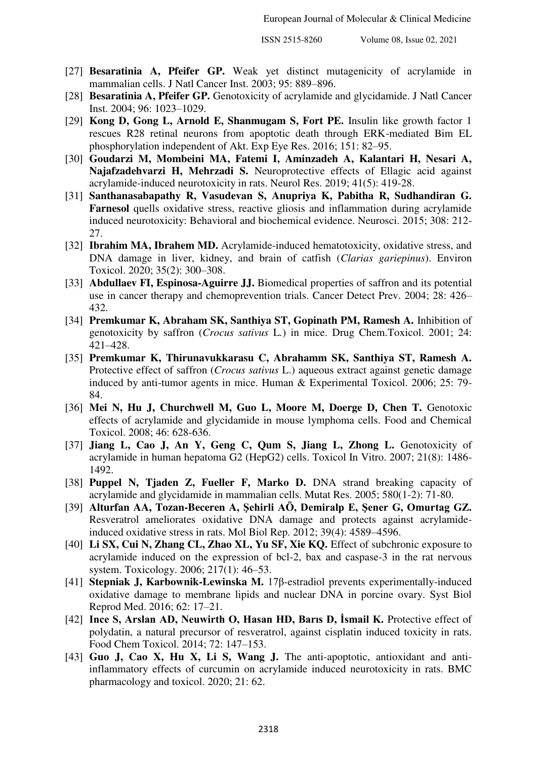[27] **Besaratinia A, Pfeifer GP.** Weak yet distinct mutagenicity of acrylamide in mammalian cells. J Natl Cancer Inst. 2003; 95: 889–896.

[28] **Besaratinia A, Pfeifer GP.** Genotoxicity of acrylamide and glycidamide. J Natl Cancer Inst. 2004; 96: 1023–1029.

[29] **Kong D, Gong L, Arnold E, Shanmugam S, Fort PE.** Insulin like growth factor 1 rescues R28 retinal neurons from apoptotic death through ERK-mediated Bim EL phosphorylation independent of Akt. Exp Eye Res. 2016; 151: 82–95.

[30] **Goudarzi M, Mombeini MA, Fatemi I, Aminzadeh A, Kalantari H, Nesari A, Najafzadehvarzi H, Mehrzadi S.** Neuroprotective effects of Ellagic acid against acrylamide-induced neurotoxicity in rats. Neurol Res. 2019; 41(5): 419-28.

[31] **Santhanasabapathy R, Vasudevan S, Anupriya K, Pabitha R, Sudhandiran G. Farnesol** quells oxidative stress, reactive gliosis and inflammation during acrylamide induced neurotoxicity: Behavioral and biochemical evidence. Neurosci. 2015; 308: 212-27.

[32] **Ibrahim MA, Ibrahem MD.** Acrylamide-induced hematotoxicity, oxidative stress, and DNA damage in liver, kidney, and brain of catfish (*Clarias gariepinus*). Environ Toxicol. 2020; 35(2): 300–308.

[33] **Abdullaev FI, Espinosa-Aguirre JJ.** Biomedical properties of saffron and its potential use in cancer therapy and chemoprevention trials. Cancer Detect Prev. 2004; 28: 426–432.

[34] **Premkumar K, Abraham SK, Santhiya ST, Gopinath PM, Ramesh A.** Inhibition of genotoxicity by saffron (*Crocus sativus* L.) in mice. Drug Chem.Toxicol. 2001; 24: 421–428.

[35] **Premkumar K, Thirunavukkarasu C, Abrahamm SK, Santhiya ST, Ramesh A.** Protective effect of saffron (*Crocus sativus* L.) aqueous extract against genetic damage induced by anti-tumor agents in mice. Human & Experimental Toxicol. 2006; 25: 79-84.

[36] **Mei N, Hu J, Churchwell M, Guo L, Moore M, Doerge D, Chen T.** Genotoxic effects of acrylamide and glycidamide in mouse lymphoma cells. Food and Chemical Toxicol. 2008; 46: 628-636.

[37] **Jiang L, Cao J, An Y, Geng C, Qum S, Jiang L, Zhong L.** Genotoxicity of acrylamide in human hepatoma G2 (HepG2) cells. Toxicol In Vitro. 2007; 21(8): 1486-1492.

[38] **Puppel N, Tjaden Z, Fueller F, Marko D.** DNA strand breaking capacity of acrylamide and glycidamide in mammalian cells. Mutat Res. 2005; 580(1-2): 71-80.

[39] **Alturfan AA, Tozan-Beceren A, Şehirli AÖ, Demiralp E, Şener G, Omurtag GZ.** Resveratrol ameliorates oxidative DNA damage and protects against acrylamide-induced oxidative stress in rats. Mol Biol Rep. 2012; 39(4): 4589–4596.

[40] **Li SX, Cui N, Zhang CL, Zhao XL, Yu SF, Xie KQ.** Effect of subchronic exposure to acrylamide induced on the expression of bcl-2, bax and caspase-3 in the rat nervous system. Toxicology. 2006; 217(1): 46–53.

[41] **Stepniak J, Karbownik-Lewinska M.** 17β-estradiol prevents experimentally-induced oxidative damage to membrane lipids and nuclear DNA in porcine ovary. Syst Biol Reprod Med. 2016; 62: 17–21.

[42] **Ince S, Arslan AD, Neuwirth O, Hasan HD, Barıs D, İsmail K.** Protective effect of polydatin, a natural precursor of resveratrol, against cisplatin induced toxicity in rats. Food Chem Toxicol. 2014; 72: 147–153.

[43] **Guo J, Cao X, Hu X, Li S, Wang J.** The anti-apoptotic, antioxidant and anti-inflammatory effects of curcumin on acrylamide induced neurotoxicity in rats. BMC pharmacology and toxicol. 2020; 21: 62.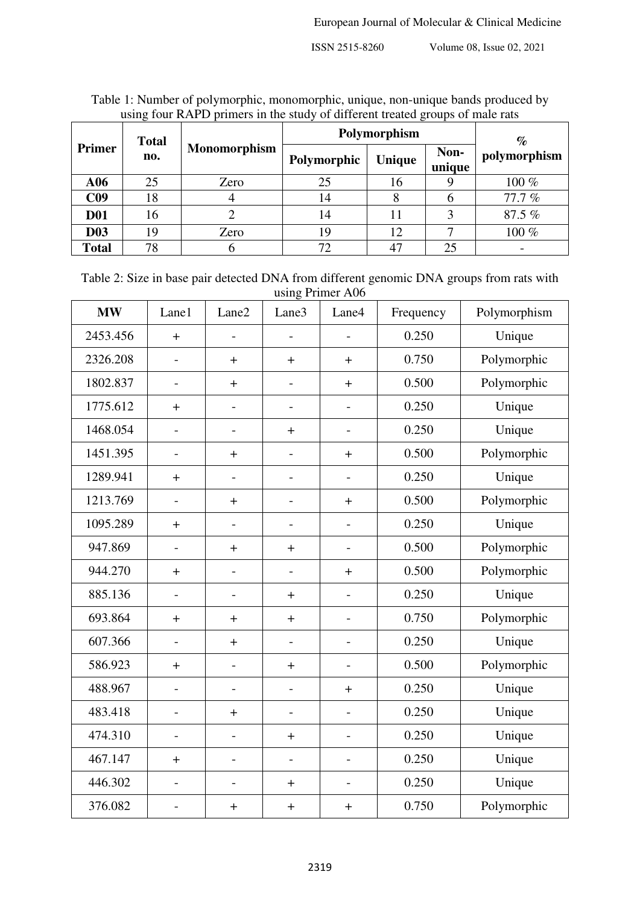Table 1: Number of polymorphic, monomorphic, unique, non-unique bands produced by using four RAPD primers in the study of different treated groups of male rats

| Primer | Total no. | Monomorphism | Polymorphism | | | % polymorphism |
|---|---|---|---|---|---|---|
| | | | Polymorphic | Unique | Non-unique | |
| **A06** | 25 | Zero | 25 | 16 | 9 | 100 % |
| **C09** | 18 | 4 | 14 | 8 | 6 | 77.7 % |
| **D01** | 16 | 2 | 14 | 11 | 3 | 87.5 % |
| **D03** | 19 | Zero | 19 | 12 | 7 | 100 % |
| **Total** | 78 | 6 | 72 | 47 | 25 | - |

Table 2: Size in base pair detected DNA from different genomic DNA groups from rats with using Primer A06

| MW | Lane1 | Lane2 | Lane3 | Lane4 | Frequency | Polymorphism |
|---|---|---|---|---|---|---|
| 2453.456 | + | - | - | - | 0.250 | Unique |
| 2326.208 | - | + | + | + | 0.750 | Polymorphic |
| 1802.837 | - | + | - | + | 0.500 | Polymorphic |
| 1775.612 | + | - | - | - | 0.250 | Unique |
| 1468.054 | - | - | + | - | 0.250 | Unique |
| 1451.395 | - | + | - | + | 0.500 | Polymorphic |
| 1289.941 | + | - | - | - | 0.250 | Unique |
| 1213.769 | - | + | - | + | 0.500 | Polymorphic |
| 1095.289 | + | - | - | - | 0.250 | Unique |
| 947.869 | - | + | + | - | 0.500 | Polymorphic |
| 944.270 | + | - | - | + | 0.500 | Polymorphic |
| 885.136 | - | - | + | - | 0.250 | Unique |
| 693.864 | + | + | + | - | 0.750 | Polymorphic |
| 607.366 | - | + | - | - | 0.250 | Unique |
| 586.923 | + | - | + | - | 0.500 | Polymorphic |
| 488.967 | - | - | - | + | 0.250 | Unique |
| 483.418 | - | + | - | - | 0.250 | Unique |
| 474.310 | - | - | + | - | 0.250 | Unique |
| 467.147 | + | - | - | - | 0.250 | Unique |
| 446.302 | - | - | + | - | 0.250 | Unique |
| 376.082 | - | + | + | + | 0.750 | Polymorphic |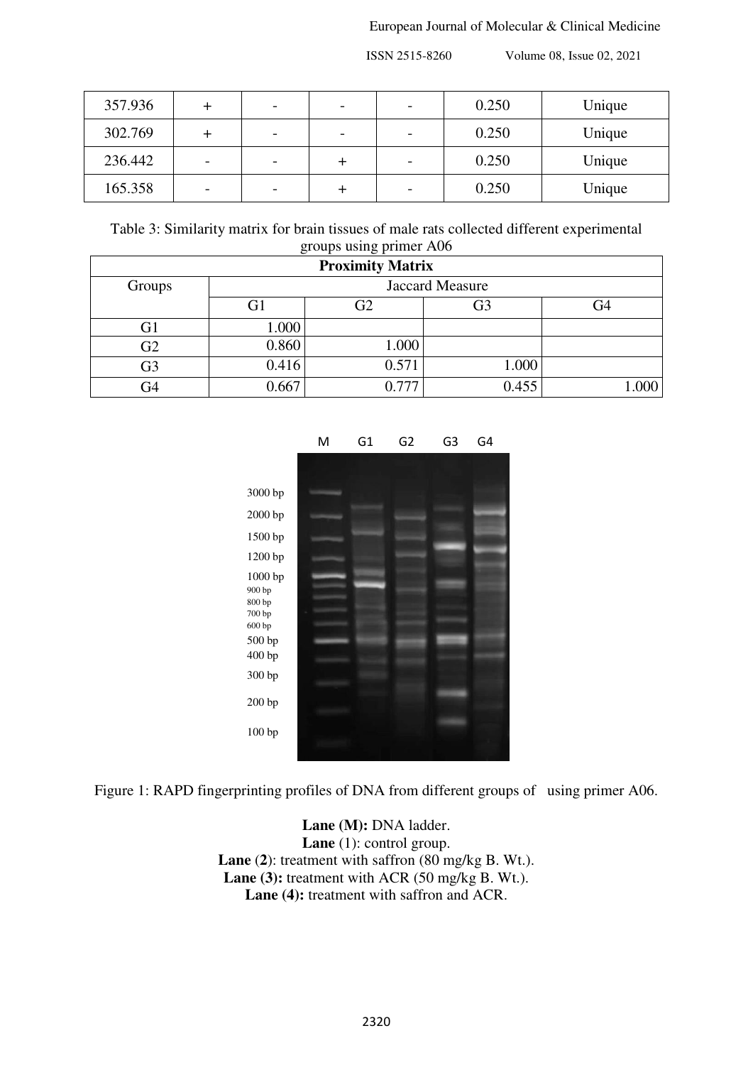| 357.936 | + | - | - | - | 0.250 | Unique |
|---|---|---|---|---|---|---|
| 302.769 | + | - | - | - | 0.250 | Unique |
| 236.442 | - | - | + | - | 0.250 | Unique |
| 165.358 | - | - | + | - | 0.250 | Unique |

Table 3: Similarity matrix for brain tissues of male rats collected different experimental groups using primer A06

| Proximity Matrix | | | | |
|---|---|---|---|---|
| Groups | Jaccard Measure | | | |
| | G1 | G2 | G3 | G4 |
| G1 | 1.000 | | | |
| G2 | 0.860 | 1.000 | | |
| G3 | 0.416 | 0.571 | 1.000 | |
| G4 | 0.667 | 0.777 | 0.455 | 1.000 |

Figure 1: RAPD fingerprinting profiles of DNA from different groups of using primer A06.

**Lane (M):** DNA ladder.
**Lane** (1): control group.
**Lane (2)**: treatment with saffron (80 mg/kg B. Wt.).
**Lane (3):** treatment with ACR (50 mg/kg B. Wt.).
**Lane (4):** treatment with saffron and ACR.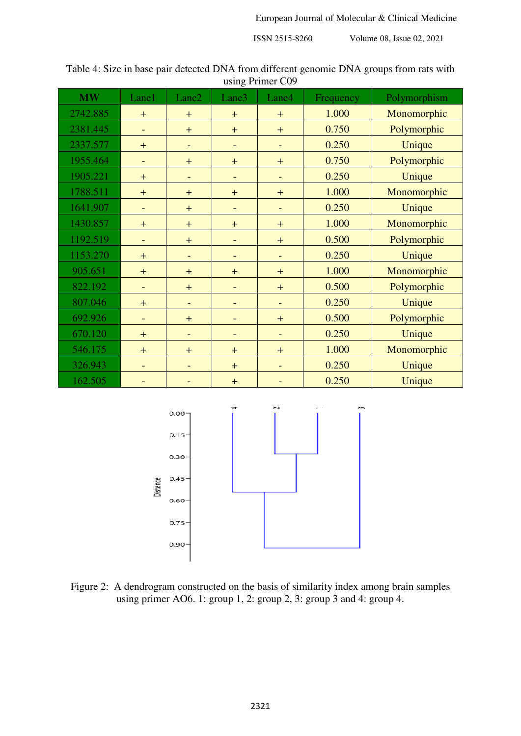Table 4: Size in base pair detected DNA from different genomic DNA groups from rats with using Primer C09

| MW | Lane1 | Lane2 | Lane3 | Lane4 | Frequency | Polymorphism |
|---|---|---|---|---|---|---|
| 2742.885 | + | + | + | + | 1.000 | Monomorphic |
| 2381.445 | - | + | + | + | 0.750 | Polymorphic |
| 2337.577 | + | - | - | - | 0.250 | Unique |
| 1955.464 | - | + | + | + | 0.750 | Polymorphic |
| 1905.221 | + | - | - | - | 0.250 | Unique |
| 1788.511 | + | + | + | + | 1.000 | Monomorphic |
| 1641.907 | - | + | - | - | 0.250 | Unique |
| 1430.857 | + | + | + | + | 1.000 | Monomorphic |
| 1192.519 | - | + | - | + | 0.500 | Polymorphic |
| 1153.270 | + | - | - | - | 0.250 | Unique |
| 905.651 | + | + | + | + | 1.000 | Monomorphic |
| 822.192 | - | + | - | + | 0.500 | Polymorphic |
| 807.046 | + | - | - | - | 0.250 | Unique |
| 692.926 | - | + | - | + | 0.500 | Polymorphic |
| 670.120 | + | - | - | - | 0.250 | Unique |
| 546.175 | + | + | + | + | 1.000 | Monomorphic |
| 326.943 | - | - | + | - | 0.250 | Unique |
| 162.505 | - | - | + | - | 0.250 | Unique |

Figure 2: A dendrogram constructed on the basis of similarity index among brain samples using primer AO6. 1: group 1, 2: group 2, 3: group 3 and 4: group 4.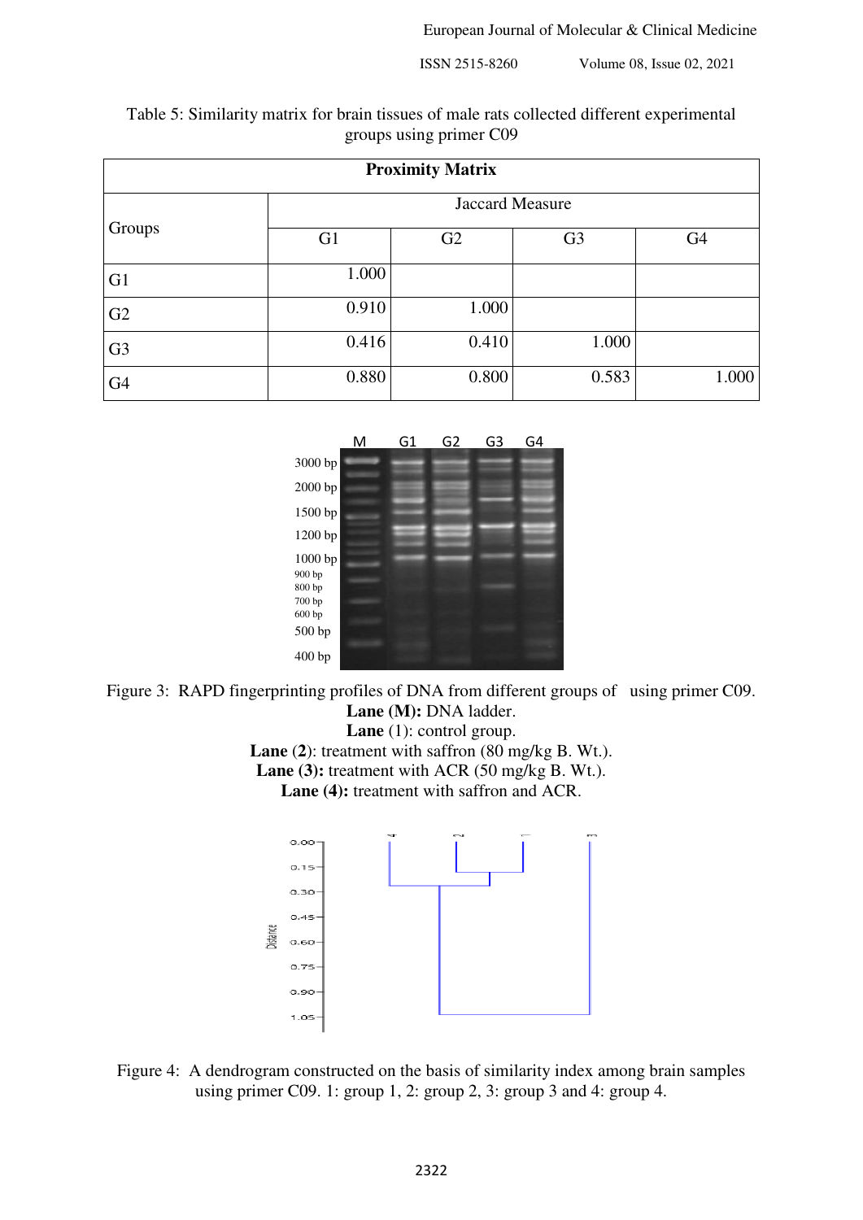Table 5: Similarity matrix for brain tissues of male rats collected different experimental groups using primer C09

| Proximity Matrix | | | | |
|---|---|---|---|---|
| Groups | Jaccard Measure | | | |
| | G1 | G2 | G3 | G4 |
| G1 | 1.000 | | | |
| G2 | 0.910 | 1.000 | | |
| G3 | 0.416 | 0.410 | 1.000 | |
| G4 | 0.880 | 0.800 | 0.583 | 1.000 |

Figure 3: RAPD fingerprinting profiles of DNA from different groups of using primer C09.
**Lane (M):** DNA ladder.
**Lane** (1): control group.
**Lane** (**2**): treatment with saffron (80 mg/kg B. Wt.).
**Lane (3):** treatment with ACR (50 mg/kg B. Wt.).
**Lane (4):** treatment with saffron and ACR.

Figure 4: A dendrogram constructed on the basis of similarity index among brain samples using primer C09. 1: group 1, 2: group 2, 3: group 3 and 4: group 4.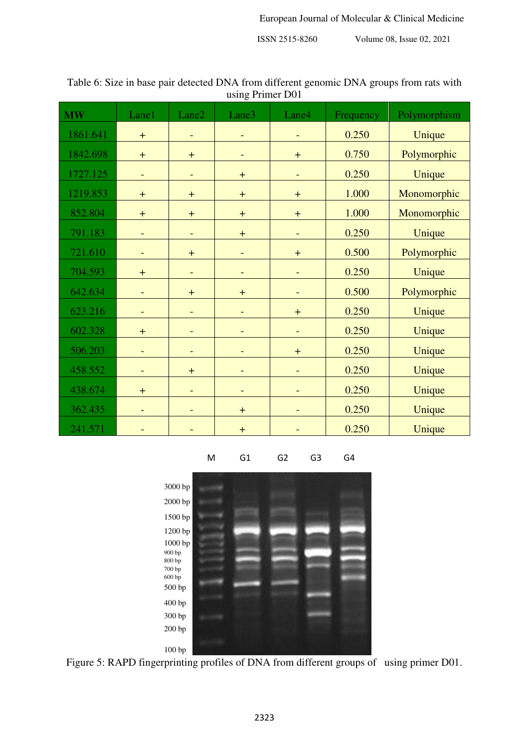Table 6: Size in base pair detected DNA from different genomic DNA groups from rats with using Primer D01

| MW | Lane1 | Lane2 | Lane3 | Lane4 | Frequency | Polymorphism |
|---|---|---|---|---|---|---|
| 1861.641 | + | - | - | - | 0.250 | Unique |
| 1842.698 | + | + | - | + | 0.750 | Polymorphic |
| 1727.125 | - | - | + | - | 0.250 | Unique |
| 1219.853 | + | + | + | + | 1.000 | Monomorphic |
| 852.804 | + | + | + | + | 1.000 | Monomorphic |
| 791.183 | - | - | + | - | 0.250 | Unique |
| 721.610 | - | + | - | + | 0.500 | Polymorphic |
| 704.593 | + | - | - | - | 0.250 | Unique |
| 642.634 | - | + | + | - | 0.500 | Polymorphic |
| 623.216 | - | - | - | + | 0.250 | Unique |
| 602.328 | + | - | - | - | 0.250 | Unique |
| 506.203 | - | - | - | + | 0.250 | Unique |
| 458.552 | - | + | - | - | 0.250 | Unique |
| 438.674 | + | - | - | - | 0.250 | Unique |
| 362.435 | - | - | + | - | 0.250 | Unique |
| 241.571 | - | - | + | - | 0.250 | Unique |

Figure 5: RAPD fingerprinting profiles of DNA from different groups of using primer D01.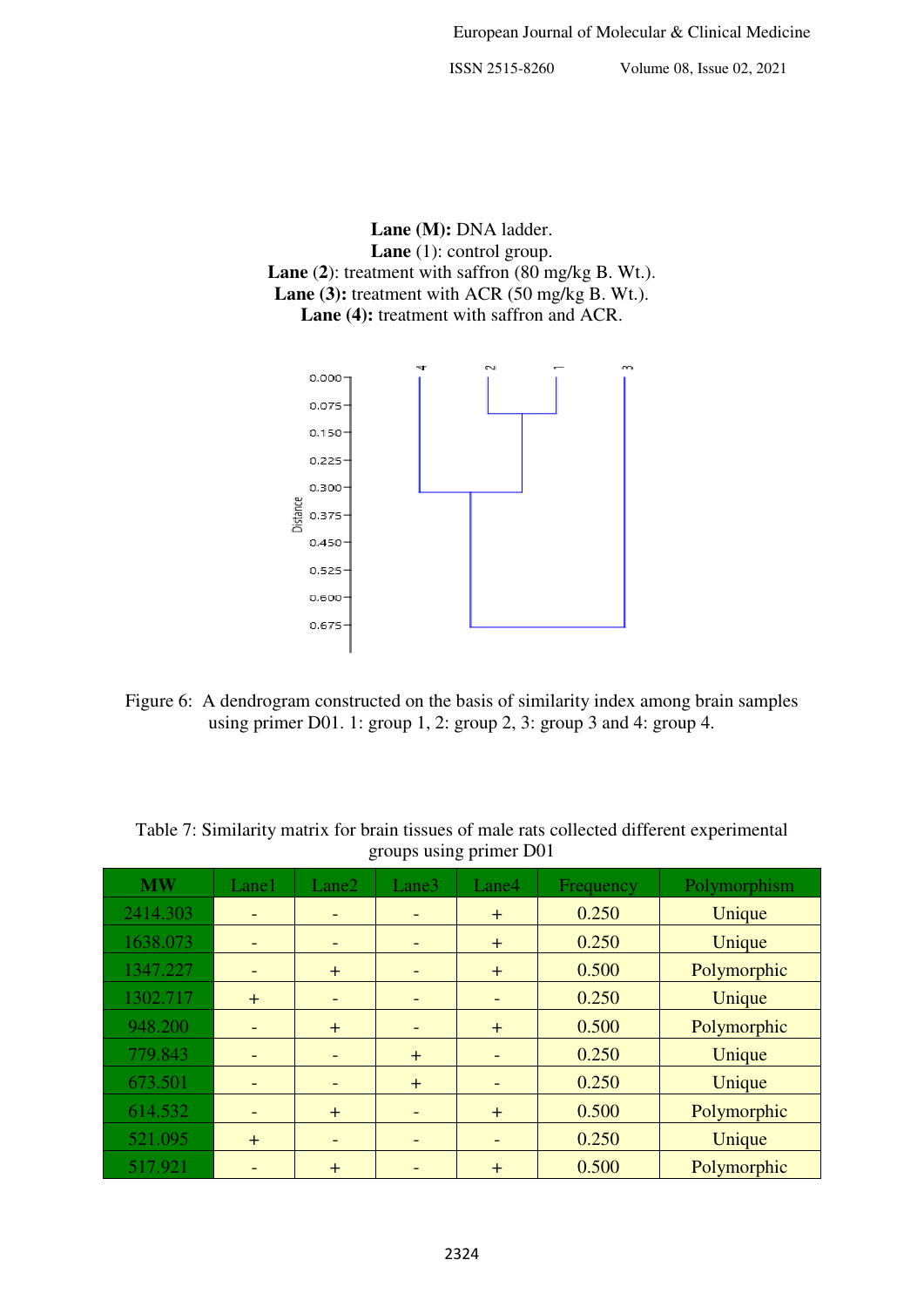**Lane (M):** DNA ladder.
**Lane** (1): control group.
**Lane** (**2**): treatment with saffron (80 mg/kg B. Wt.).
**Lane (3):** treatment with ACR (50 mg/kg B. Wt.).
**Lane (4):** treatment with saffron and ACR.

Figure 6: A dendrogram constructed on the basis of similarity index among brain samples using primer D01. 1: group 1, 2: group 2, 3: group 3 and 4: group 4.

Table 7: Similarity matrix for brain tissues of male rats collected different experimental groups using primer D01

| MW | Lane1 | Lane2 | Lane3 | Lane4 | Frequency | Polymorphism |
|---|---|---|---|---|---|---|
| 2414.303 | - | - | - | + | 0.250 | Unique |
| 1638.073 | - | - | - | + | 0.250 | Unique |
| 1347.227 | - | + | - | + | 0.500 | Polymorphic |
| 1302.717 | + | - | - | - | 0.250 | Unique |
| 948.200 | - | + | - | + | 0.500 | Polymorphic |
| 779.843 | - | - | + | - | 0.250 | Unique |
| 673.501 | - | - | + | - | 0.250 | Unique |
| 614.532 | - | + | - | + | 0.500 | Polymorphic |
| 521.095 | + | - | - | - | 0.250 | Unique |
| 517.921 | - | + | - | + | 0.500 | Polymorphic |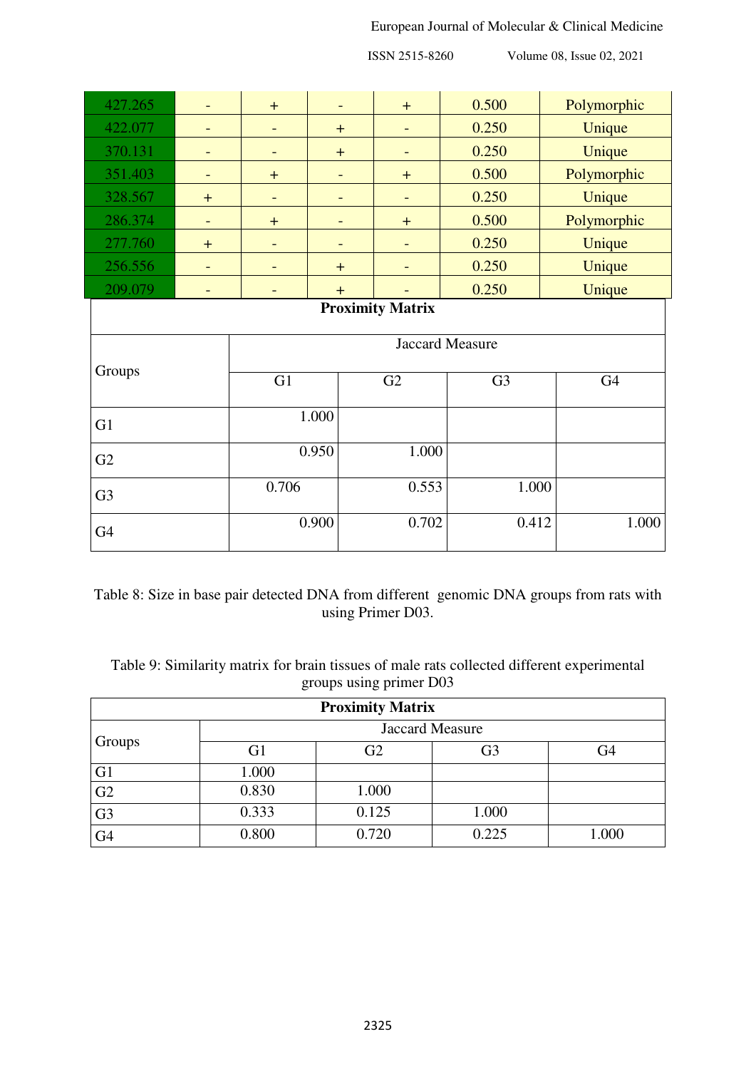| 427.265 | - | + | - | + | 0.500 | Polymorphic |
|---|---|---|---|---|---|---|
| 422.077 | - | - | + | - | 0.250 | Unique |
| 370.131 | - | - | + | - | 0.250 | Unique |
| 351.403 | - | + | - | + | 0.500 | Polymorphic |
| 328.567 | + | - | - | - | 0.250 | Unique |
| 286.374 | - | + | - | + | 0.500 | Polymorphic |
| 277.760 | + | - | - | - | 0.250 | Unique |
| 256.556 | - | - | + | - | 0.250 | Unique |
| 209.079 | - | - | + | - | 0.250 | Unique |

| **Proximity Matrix** | | | | |
|---|---|---|---|---|
| Groups | Jaccard Measure | | | |
| | G1 | G2 | G3 | G4 |
| G1 | 1.000 | | | |
| G2 | 0.950 | 1.000 | | |
| G3 | 0.706 | 0.553 | 1.000 | |
| G4 | 0.900 | 0.702 | 0.412 | 1.000 |

Table 8: Size in base pair detected DNA from different genomic DNA groups from rats with using Primer D03.

Table 9: Similarity matrix for brain tissues of male rats collected different experimental groups using primer D03

| **Proximity Matrix** | | | | |
|---|---|---|---|---|
| Groups | Jaccard Measure | | | |
| | G1 | G2 | G3 | G4 |
| G1 | 1.000 | | | |
| G2 | 0.830 | 1.000 | | |
| G3 | 0.333 | 0.125 | 1.000 | |
| G4 | 0.800 | 0.720 | 0.225 | 1.000 |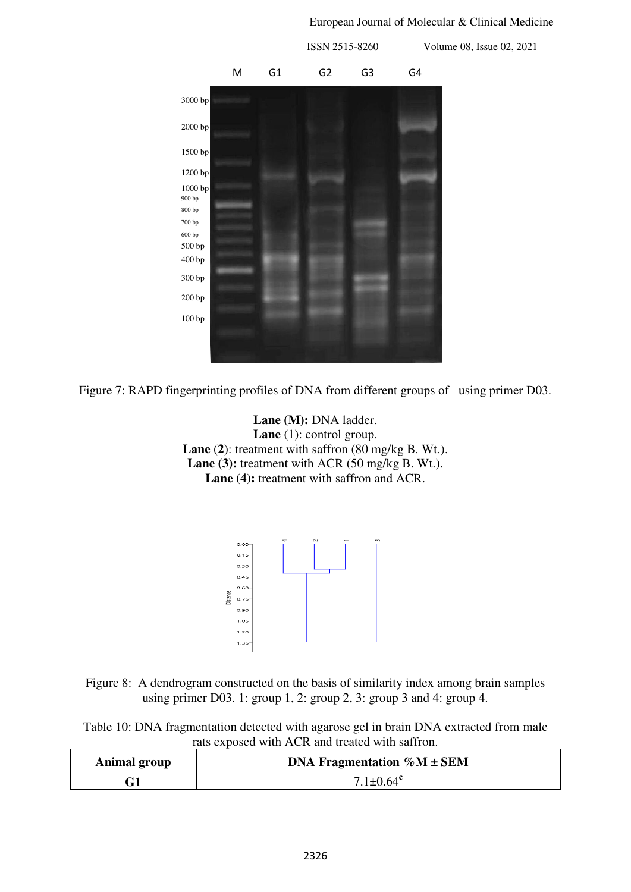Figure 7: RAPD fingerprinting profiles of DNA from different groups of using primer D03.

**Lane (M):** DNA ladder.
**Lane** (1): control group.
**Lane** (**2**): treatment with saffron (80 mg/kg B. Wt.).
**Lane (3):** treatment with ACR (50 mg/kg B. Wt.).
**Lane (4):** treatment with saffron and ACR.

Figure 8: A dendrogram constructed on the basis of similarity index among brain samples using primer D03. 1: group 1, 2: group 2, 3: group 3 and 4: group 4.

Table 10: DNA fragmentation detected with agarose gel in brain DNA extracted from male rats exposed with ACR and treated with saffron.

| Animal group | DNA Fragmentation %M ± SEM |
|---|---|
| **G1** | $7.1 \pm 0.64^{c}$ |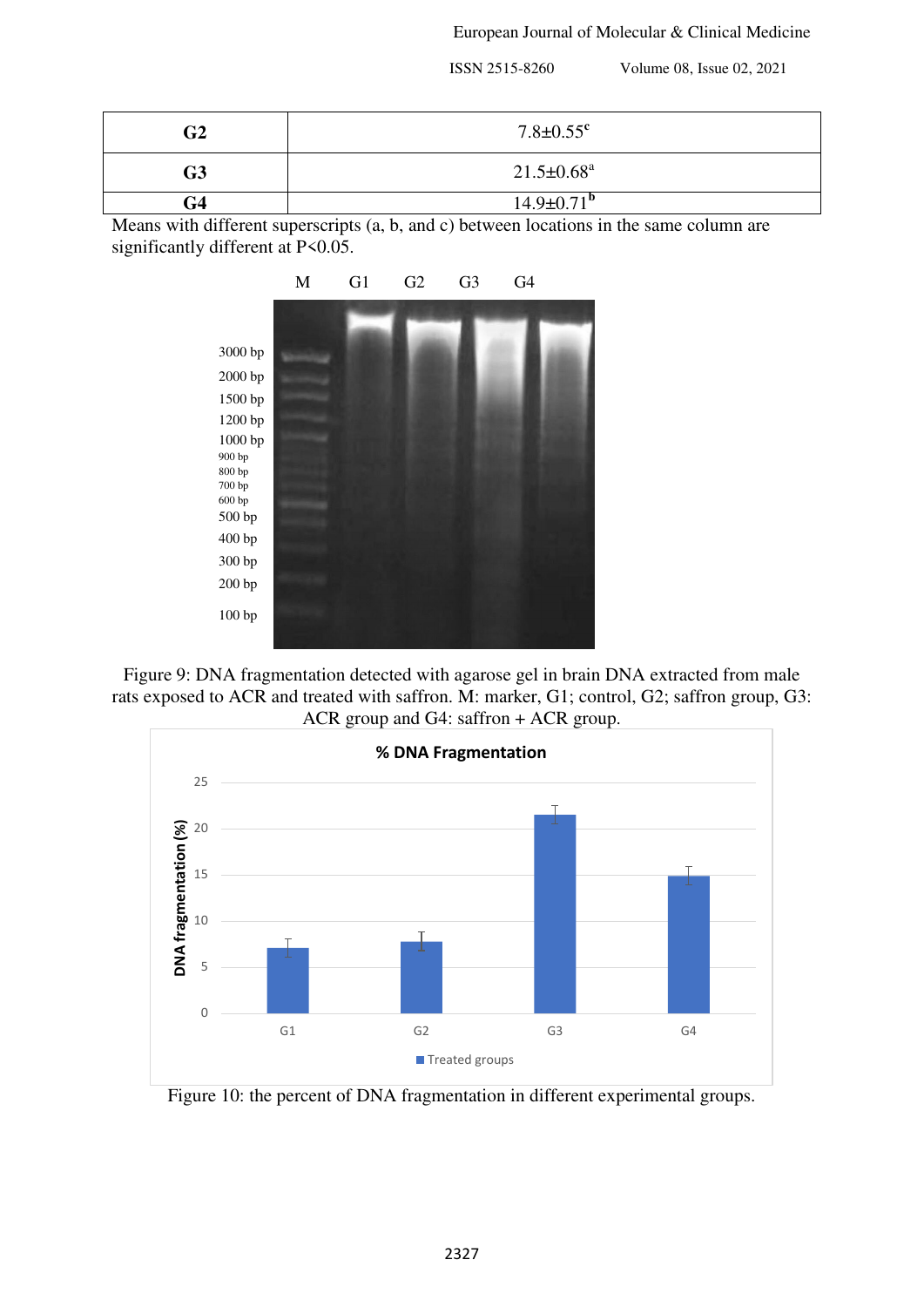| | |
|---|---|
| **G2** | 7.8±0.55[c] |
| **G3** | 21.5±0.68[a] |
| **G4** | 14.9±0.71[b] |

Means with different superscripts (a, b, and c) between locations in the same column are significantly different at P<0.05.

M G1 G2 G3 G4

3000 bp
2000 bp
1500 bp
1200 bp
1000 bp
900 bp
800 bp
700 bp
600 bp
500 bp
400 bp
300 bp
200 bp
100 bp

Figure 9: DNA fragmentation detected with agarose gel in brain DNA extracted from male rats exposed to ACR and treated with saffron. M: marker, G1; control, G2; saffron group, G3: ACR group and G4: saffron + ACR group.

% DNA Fragmentation

DNA fragmentation (%)

25
20
15
10
5
0

G1 G2 G3 G4

Treated groups

Figure 10: the percent of DNA fragmentation in different experimental groups.